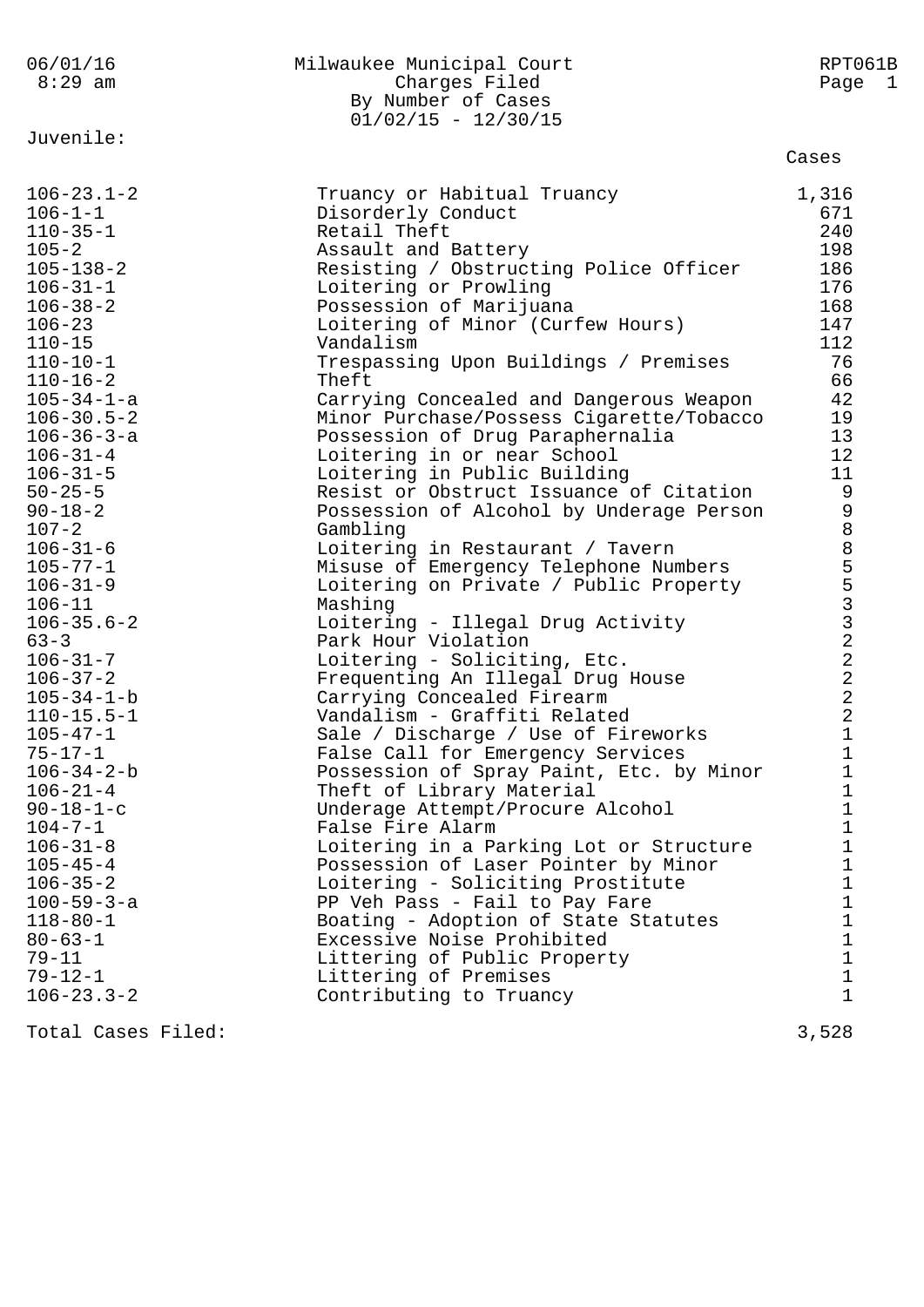06/01/16
8:29 am

# Milwaukee Municipal Court

## Charges Filed
### By Number of Cases
### 01/02/15 - 12/30/15

RPT061B

Juvenile:

| Code | Charge | Cases |
|---|---|---|
| 106-23.1-2 | Truancy or Habitual Truancy | 1,316 |
| 106-1-1 | Disorderly Conduct | 671 |
| 110-35-1 | Retail Theft | 240 |
| 105-2 | Assault and Battery | 198 |
| 105-138-2 | Resisting / Obstructing Police Officer | 186 |
| 106-31-1 | Loitering or Prowling | 176 |
| 106-38-2 | Possession of Marijuana | 168 |
| 106-23 | Loitering of Minor (Curfew Hours) | 147 |
| 110-15 | Vandalism | 112 |
| 110-10-1 | Trespassing Upon Buildings / Premises | 76 |
| 110-16-2 | Theft | 66 |
| 105-34-1-a | Carrying Concealed and Dangerous Weapon | 42 |
| 106-30.5-2 | Minor Purchase/Possess Cigarette/Tobacco | 19 |
| 106-36-3-a | Possession of Drug Paraphernalia | 13 |
| 106-31-4 | Loitering in or near School | 12 |
| 106-31-5 | Loitering in Public Building | 11 |
| 50-25-5 | Resist or Obstruct Issuance of Citation | 9 |
| 90-18-2 | Possession of Alcohol by Underage Person | 9 |
| 107-2 | Gambling | 8 |
| 106-31-6 | Loitering in Restaurant / Tavern | 8 |
| 105-77-1 | Misuse of Emergency Telephone Numbers | 5 |
| 106-31-9 | Loitering on Private / Public Property | 5 |
| 106-11 | Mashing | 3 |
| 106-35.6-2 | Loitering - Illegal Drug Activity | 3 |
| 63-3 | Park Hour Violation | 2 |
| 106-31-7 | Loitering - Soliciting, Etc. | 2 |
| 106-37-2 | Frequenting An Illegal Drug House | 2 |
| 105-34-1-b | Carrying Concealed Firearm | 2 |
| 110-15.5-1 | Vandalism - Graffiti Related | 2 |
| 105-47-1 | Sale / Discharge / Use of Fireworks | 1 |
| 75-17-1 | False Call for Emergency Services | 1 |
| 106-34-2-b | Possession of Spray Paint, Etc. by Minor | 1 |
| 106-21-4 | Theft of Library Material | 1 |
| 90-18-1-c | Underage Attempt/Procure Alcohol | 1 |
| 104-7-1 | False Fire Alarm | 1 |
| 106-31-8 | Loitering in a Parking Lot or Structure | 1 |
| 105-45-4 | Possession of Laser Pointer by Minor | 1 |
| 106-35-2 | Loitering - Soliciting Prostitute | 1 |
| 100-59-3-a | PP Veh Pass - Fail to Pay Fare | 1 |
| 118-80-1 | Boating - Adoption of State Statutes | 1 |
| 80-63-1 | Excessive Noise Prohibited | 1 |
| 79-11 | Littering of Public Property | 1 |
| 79-12-1 | Littering of Premises | 1 |
| 106-23.3-2 | Contributing to Truancy | 1 |

Total Cases Filed: 3,528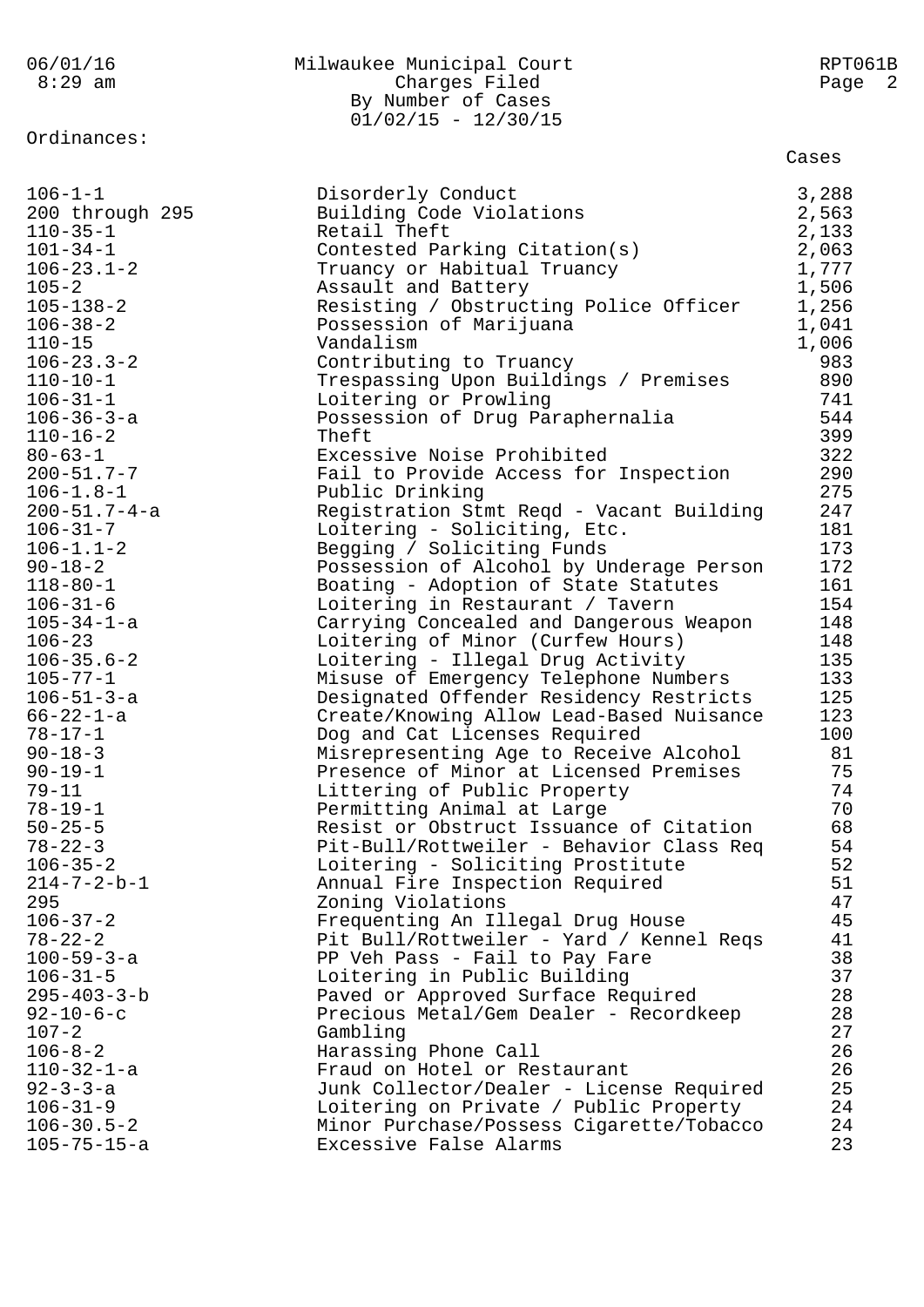Milwaukee Municipal Court
Charges Filed
By Number of Cases
01/02/15 - 12/30/15

Ordinances:

| Ordinance | Description | Cases |
|---|---|---|
| 106-1-1 | Disorderly Conduct | 3,288 |
| 200 through 295 | Building Code Violations | 2,563 |
| 110-35-1 | Retail Theft | 2,133 |
| 101-34-1 | Contested Parking Citation(s) | 2,063 |
| 106-23.1-2 | Truancy or Habitual Truancy | 1,777 |
| 105-2 | Assault and Battery | 1,506 |
| 105-138-2 | Resisting / Obstructing Police Officer | 1,256 |
| 106-38-2 | Possession of Marijuana | 1,041 |
| 110-15 | Vandalism | 1,006 |
| 106-23.3-2 | Contributing to Truancy | 983 |
| 110-10-1 | Trespassing Upon Buildings / Premises | 890 |
| 106-31-1 | Loitering or Prowling | 741 |
| 106-36-3-a | Possession of Drug Paraphernalia | 544 |
| 110-16-2 | Theft | 399 |
| 80-63-1 | Excessive Noise Prohibited | 322 |
| 200-51.7-7 | Fail to Provide Access for Inspection | 290 |
| 106-1.8-1 | Public Drinking | 275 |
| 200-51.7-4-a | Registration Stmt Reqd - Vacant Building | 247 |
| 106-31-7 | Loitering - Soliciting, Etc. | 181 |
| 106-1.1-2 | Begging / Soliciting Funds | 173 |
| 90-18-2 | Possession of Alcohol by Underage Person | 172 |
| 118-80-1 | Boating - Adoption of State Statutes | 161 |
| 106-31-6 | Loitering in Restaurant / Tavern | 154 |
| 105-34-1-a | Carrying Concealed and Dangerous Weapon | 148 |
| 106-23 | Loitering of Minor (Curfew Hours) | 148 |
| 106-35.6-2 | Loitering - Illegal Drug Activity | 135 |
| 105-77-1 | Misuse of Emergency Telephone Numbers | 133 |
| 106-51-3-a | Designated Offender Residency Restricts | 125 |
| 66-22-1-a | Create/Knowing Allow Lead-Based Nuisance | 123 |
| 78-17-1 | Dog and Cat Licenses Required | 100 |
| 90-18-3 | Misrepresenting Age to Receive Alcohol | 81 |
| 90-19-1 | Presence of Minor at Licensed Premises | 75 |
| 79-11 | Littering of Public Property | 74 |
| 78-19-1 | Permitting Animal at Large | 70 |
| 50-25-5 | Resist or Obstruct Issuance of Citation | 68 |
| 78-22-3 | Pit-Bull/Rottweiler - Behavior Class Req | 54 |
| 106-35-2 | Loitering - Soliciting Prostitute | 52 |
| 214-7-2-b-1 | Annual Fire Inspection Required | 51 |
| 295 | Zoning Violations | 47 |
| 106-37-2 | Frequenting An Illegal Drug House | 45 |
| 78-22-2 | Pit Bull/Rottweiler - Yard / Kennel Reqs | 41 |
| 100-59-3-a | PP Veh Pass - Fail to Pay Fare | 38 |
| 106-31-5 | Loitering in Public Building | 37 |
| 295-403-3-b | Paved or Approved Surface Required | 28 |
| 92-10-6-c | Precious Metal/Gem Dealer - Recordkeep | 28 |
| 107-2 | Gambling | 27 |
| 106-8-2 | Harassing Phone Call | 26 |
| 110-32-1-a | Fraud on Hotel or Restaurant | 26 |
| 92-3-3-a | Junk Collector/Dealer - License Required | 25 |
| 106-31-9 | Loitering on Private / Public Property | 24 |
| 106-30.5-2 | Minor Purchase/Possess Cigarette/Tobacco | 24 |
| 105-75-15-a | Excessive False Alarms | 23 |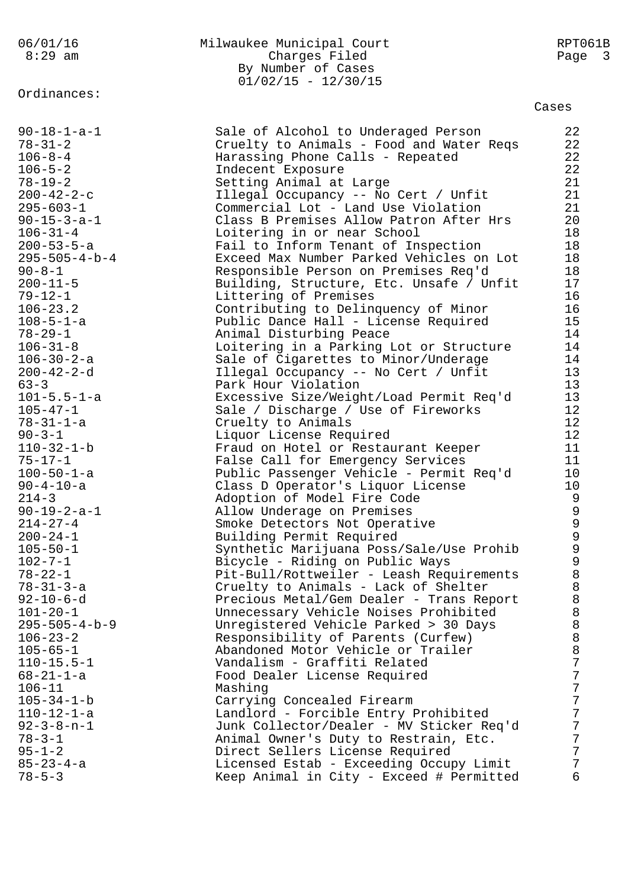Milwaukee Municipal Court
Charges Filed
By Number of Cases
01/02/15 - 12/30/15

Ordinances:

| Ordinance | Description | Cases |
|---|---|---|
| 90-18-1-a-1 | Sale of Alcohol to Underaged Person | 22 |
| 78-31-2 | Cruelty to Animals - Food and Water Reqs | 22 |
| 106-8-4 | Harassing Phone Calls - Repeated | 22 |
| 106-5-2 | Indecent Exposure | 22 |
| 78-19-2 | Setting Animal at Large | 21 |
| 200-42-2-c | Illegal Occupancy -- No Cert / Unfit | 21 |
| 295-603-1 | Commercial Lot - Land Use Violation | 21 |
| 90-15-3-a-1 | Class B Premises Allow Patron After Hrs | 20 |
| 106-31-4 | Loitering in or near School | 18 |
| 200-53-5-a | Fail to Inform Tenant of Inspection | 18 |
| 295-505-4-b-4 | Exceed Max Number Parked Vehicles on Lot | 18 |
| 90-8-1 | Responsible Person on Premises Req'd | 18 |
| 200-11-5 | Building, Structure, Etc. Unsafe / Unfit | 17 |
| 79-12-1 | Littering of Premises | 16 |
| 106-23.2 | Contributing to Delinquency of Minor | 16 |
| 108-5-1-a | Public Dance Hall - License Required | 15 |
| 78-29-1 | Animal Disturbing Peace | 14 |
| 106-31-8 | Loitering in a Parking Lot or Structure | 14 |
| 106-30-2-a | Sale of Cigarettes to Minor/Underage | 14 |
| 200-42-2-d | Illegal Occupancy -- No Cert / Unfit | 13 |
| 63-3 | Park Hour Violation | 13 |
| 101-5.5-1-a | Excessive Size/Weight/Load Permit Req'd | 13 |
| 105-47-1 | Sale / Discharge / Use of Fireworks | 12 |
| 78-31-1-a | Cruelty to Animals | 12 |
| 90-3-1 | Liquor License Required | 12 |
| 110-32-1-b | Fraud on Hotel or Restaurant Keeper | 11 |
| 75-17-1 | False Call for Emergency Services | 11 |
| 100-50-1-a | Public Passenger Vehicle - Permit Req'd | 10 |
| 90-4-10-a | Class D Operator's Liquor License | 10 |
| 214-3 | Adoption of Model Fire Code | 9 |
| 90-19-2-a-1 | Allow Underage on Premises | 9 |
| 214-27-4 | Smoke Detectors Not Operative | 9 |
| 200-24-1 | Building Permit Required | 9 |
| 105-50-1 | Synthetic Marijuana Poss/Sale/Use Prohib | 9 |
| 102-7-1 | Bicycle - Riding on Public Ways | 9 |
| 78-22-1 | Pit-Bull/Rottweiler - Leash Requirements | 8 |
| 78-31-3-a | Cruelty to Animals - Lack of Shelter | 8 |
| 92-10-6-d | Precious Metal/Gem Dealer - Trans Report | 8 |
| 101-20-1 | Unnecessary Vehicle Noises Prohibited | 8 |
| 295-505-4-b-9 | Unregistered Vehicle Parked > 30 Days | 8 |
| 106-23-2 | Responsibility of Parents (Curfew) | 8 |
| 105-65-1 | Abandoned Motor Vehicle or Trailer | 8 |
| 110-15.5-1 | Vandalism - Graffiti Related | 7 |
| 68-21-1-a | Food Dealer License Required | 7 |
| 106-11 | Mashing | 7 |
| 105-34-1-b | Carrying Concealed Firearm | 7 |
| 110-12-1-a | Landlord - Forcible Entry Prohibited | 7 |
| 92-3-8-n-1 | Junk Collector/Dealer - MV Sticker Req'd | 7 |
| 78-3-1 | Animal Owner's Duty to Restrain, Etc. | 7 |
| 95-1-2 | Direct Sellers License Required | 7 |
| 85-23-4-a | Licensed Estab - Exceeding Occupy Limit | 7 |
| 78-5-3 | Keep Animal in City - Exceed # Permitted | 6 |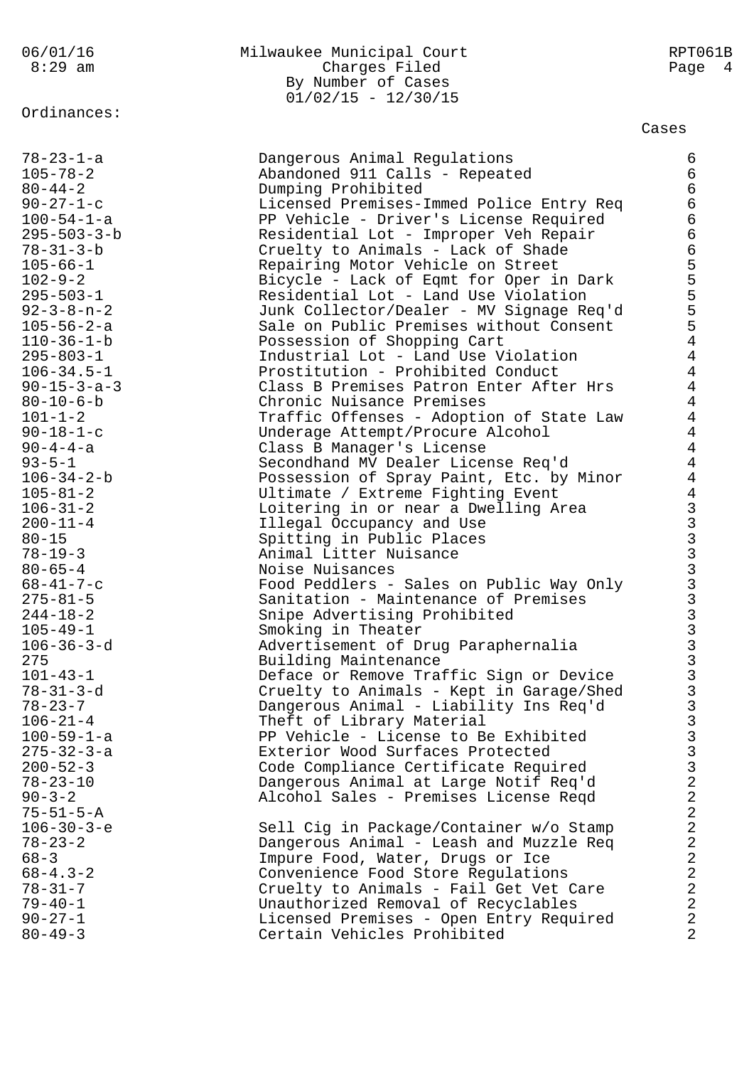Milwaukee Municipal Court
Charges Filed
By Number of Cases
01/02/15 - 12/30/15

Ordinances:

| Ordinance | Description | Cases |
|---|---|---|
| 78-23-1-a | Dangerous Animal Regulations | 6 |
| 105-78-2 | Abandoned 911 Calls - Repeated | 6 |
| 80-44-2 | Dumping Prohibited | 6 |
| 90-27-1-c | Licensed Premises-Immed Police Entry Req | 6 |
| 100-54-1-a | PP Vehicle - Driver's License Required | 6 |
| 295-503-3-b | Residential Lot - Improper Veh Repair | 6 |
| 78-31-3-b | Cruelty to Animals - Lack of Shade | 6 |
| 105-66-1 | Repairing Motor Vehicle on Street | 5 |
| 102-9-2 | Bicycle - Lack of Eqmt for Oper in Dark | 5 |
| 295-503-1 | Residential Lot - Land Use Violation | 5 |
| 92-3-8-n-2 | Junk Collector/Dealer - MV Signage Req'd | 5 |
| 105-56-2-a | Sale on Public Premises without Consent | 5 |
| 110-36-1-b | Possession of Shopping Cart | 4 |
| 295-803-1 | Industrial Lot - Land Use Violation | 4 |
| 106-34.5-1 | Prostitution - Prohibited Conduct | 4 |
| 90-15-3-a-3 | Class B Premises Patron Enter After Hrs | 4 |
| 80-10-6-b | Chronic Nuisance Premises | 4 |
| 101-1-2 | Traffic Offenses - Adoption of State Law | 4 |
| 90-18-1-c | Underage Attempt/Procure Alcohol | 4 |
| 90-4-4-a | Class B Manager's License | 4 |
| 93-5-1 | Secondhand MV Dealer License Req'd | 4 |
| 106-34-2-b | Possession of Spray Paint, Etc. by Minor | 4 |
| 105-81-2 | Ultimate / Extreme Fighting Event | 4 |
| 106-31-2 | Loitering in or near a Dwelling Area | 3 |
| 200-11-4 | Illegal Occupancy and Use | 3 |
| 80-15 | Spitting in Public Places | 3 |
| 78-19-3 | Animal Litter Nuisance | 3 |
| 80-65-4 | Noise Nuisances | 3 |
| 68-41-7-c | Food Peddlers - Sales on Public Way Only | 3 |
| 275-81-5 | Sanitation - Maintenance of Premises | 3 |
| 244-18-2 | Snipe Advertising Prohibited | 3 |
| 105-49-1 | Smoking in Theater | 3 |
| 106-36-3-d | Advertisement of Drug Paraphernalia | 3 |
| 275 | Building Maintenance | 3 |
| 101-43-1 | Deface or Remove Traffic Sign or Device | 3 |
| 78-31-3-d | Cruelty to Animals - Kept in Garage/Shed | 3 |
| 78-23-7 | Dangerous Animal - Liability Ins Req'd | 3 |
| 106-21-4 | Theft of Library Material | 3 |
| 100-59-1-a | PP Vehicle - License to Be Exhibited | 3 |
| 275-32-3-a | Exterior Wood Surfaces Protected | 3 |
| 200-52-3 | Code Compliance Certificate Required | 3 |
| 78-23-10 | Dangerous Animal at Large Notif Req'd | 2 |
| 90-3-2 | Alcohol Sales - Premises License Reqd | 2 |
| 75-51-5-A | | 2 |
| 106-30-3-e | Sell Cig in Package/Container w/o Stamp | 2 |
| 78-23-2 | Dangerous Animal - Leash and Muzzle Req | 2 |
| 68-3 | Impure Food, Water, Drugs or Ice | 2 |
| 68-4.3-2 | Convenience Food Store Regulations | 2 |
| 78-31-7 | Cruelty to Animals - Fail Get Vet Care | 2 |
| 79-40-1 | Unauthorized Removal of Recyclables | 2 |
| 90-27-1 | Licensed Premises - Open Entry Required | 2 |
| 80-49-3 | Certain Vehicles Prohibited | 2 |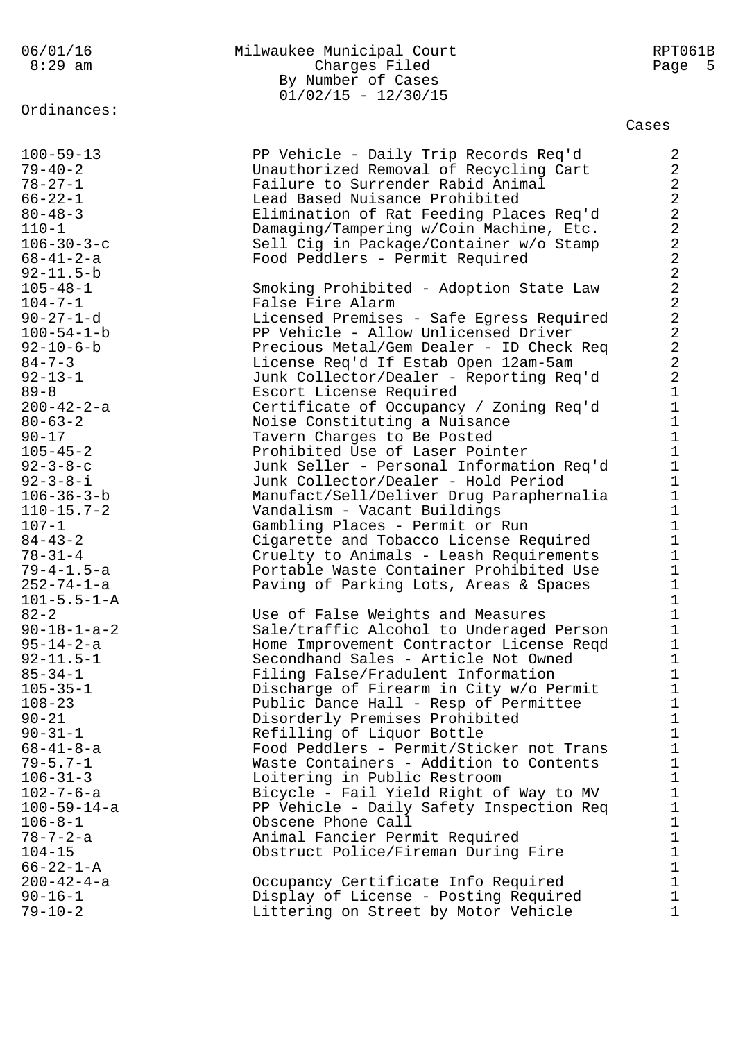Milwaukee Municipal Court
Charges Filed
By Number of Cases
01/02/15 - 12/30/15

Ordinances:

| Ordinance | Description | Cases |
|---|---|---|
| 100-59-13 | PP Vehicle - Daily Trip Records Req'd | 2 |
| 79-40-2 | Unauthorized Removal of Recycling Cart | 2 |
| 78-27-1 | Failure to Surrender Rabid Animal | 2 |
| 66-22-1 | Lead Based Nuisance Prohibited | 2 |
| 80-48-3 | Elimination of Rat Feeding Places Req'd | 2 |
| 110-1 | Damaging/Tampering w/Coin Machine, Etc. | 2 |
| 106-30-3-c | Sell Cig in Package/Container w/o Stamp | 2 |
| 68-41-2-a | Food Peddlers - Permit Required | 2 |
| 92-11.5-b | | 2 |
| 105-48-1 | Smoking Prohibited - Adoption State Law | 2 |
| 104-7-1 | False Fire Alarm | 2 |
| 90-27-1-d | Licensed Premises - Safe Egress Required | 2 |
| 100-54-1-b | PP Vehicle - Allow Unlicensed Driver | 2 |
| 92-10-6-b | Precious Metal/Gem Dealer - ID Check Req | 2 |
| 84-7-3 | License Req'd If Estab Open 12am-5am | 2 |
| 92-13-1 | Junk Collector/Dealer - Reporting Req'd | 2 |
| 89-8 | Escort License Required | 1 |
| 200-42-2-a | Certificate of Occupancy / Zoning Req'd | 1 |
| 80-63-2 | Noise Constituting a Nuisance | 1 |
| 90-17 | Tavern Charges to Be Posted | 1 |
| 105-45-2 | Prohibited Use of Laser Pointer | 1 |
| 92-3-8-c | Junk Seller - Personal Information Req'd | 1 |
| 92-3-8-i | Junk Collector/Dealer - Hold Period | 1 |
| 106-36-3-b | Manufact/Sell/Deliver Drug Paraphernalia | 1 |
| 110-15.7-2 | Vandalism - Vacant Buildings | 1 |
| 107-1 | Gambling Places - Permit or Run | 1 |
| 84-43-2 | Cigarette and Tobacco License Required | 1 |
| 78-31-4 | Cruelty to Animals - Leash Requirements | 1 |
| 79-4-1.5-a | Portable Waste Container Prohibited Use | 1 |
| 252-74-1-a | Paving of Parking Lots, Areas & Spaces | 1 |
| 101-5.5-1-A | | 1 |
| 82-2 | Use of False Weights and Measures | 1 |
| 90-18-1-a-2 | Sale/traffic Alcohol to Underaged Person | 1 |
| 95-14-2-a | Home Improvement Contractor License Reqd | 1 |
| 92-11.5-1 | Secondhand Sales - Article Not Owned | 1 |
| 85-34-1 | Filing False/Fradulent Information | 1 |
| 105-35-1 | Discharge of Firearm in City w/o Permit | 1 |
| 108-23 | Public Dance Hall - Resp of Permittee | 1 |
| 90-21 | Disorderly Premises Prohibited | 1 |
| 90-31-1 | Refilling of Liquor Bottle | 1 |
| 68-41-8-a | Food Peddlers - Permit/Sticker not Trans | 1 |
| 79-5.7-1 | Waste Containers - Addition to Contents | 1 |
| 106-31-3 | Loitering in Public Restroom | 1 |
| 102-7-6-a | Bicycle - Fail Yield Right of Way to MV | 1 |
| 100-59-14-a | PP Vehicle - Daily Safety Inspection Req | 1 |
| 106-8-1 | Obscene Phone Call | 1 |
| 78-7-2-a | Animal Fancier Permit Required | 1 |
| 104-15 | Obstruct Police/Fireman During Fire | 1 |
| 66-22-1-A | | 1 |
| 200-42-4-a | Occupancy Certificate Info Required | 1 |
| 90-16-1 | Display of License - Posting Required | 1 |
| 79-10-2 | Littering on Street by Motor Vehicle | 1 |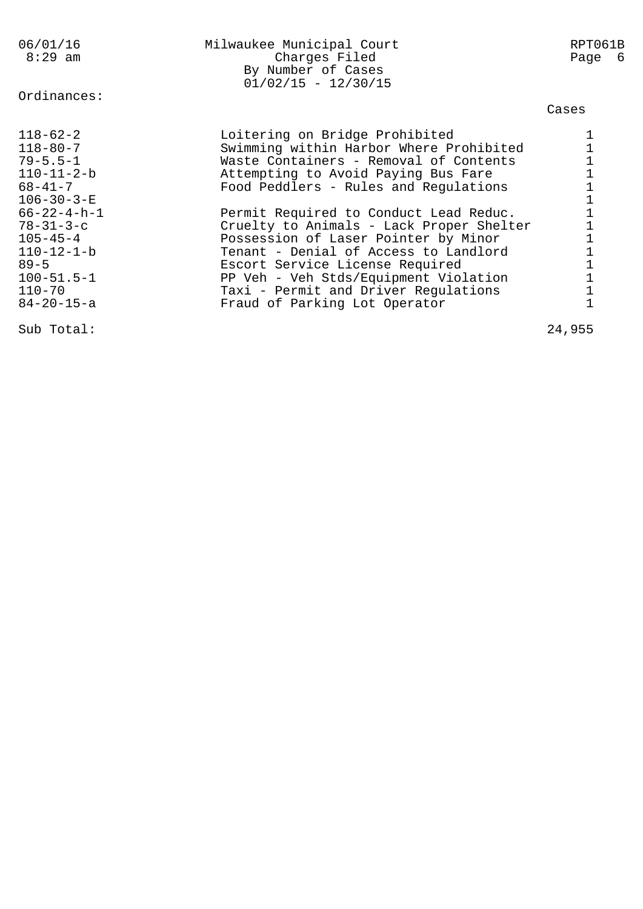Milwaukee Municipal Court
Charges Filed
By Number of Cases
01/02/15 - 12/30/15

Ordinances:

| | | Cases |
|---|---|---|
| 118-62-2 | Loitering on Bridge Prohibited | 1 |
| 118-80-7 | Swimming within Harbor Where Prohibited | 1 |
| 79-5.5-1 | Waste Containers - Removal of Contents | 1 |
| 110-11-2-b | Attempting to Avoid Paying Bus Fare | 1 |
| 68-41-7 | Food Peddlers - Rules and Regulations | 1 |
| 106-30-3-E | | 1 |
| 66-22-4-h-1 | Permit Required to Conduct Lead Reduc. | 1 |
| 78-31-3-c | Cruelty to Animals - Lack Proper Shelter | 1 |
| 105-45-4 | Possession of Laser Pointer by Minor | 1 |
| 110-12-1-b | Tenant - Denial of Access to Landlord | 1 |
| 89-5 | Escort Service License Required | 1 |
| 100-51.5-1 | PP Veh - Veh Stds/Equipment Violation | 1 |
| 110-70 | Taxi - Permit and Driver Regulations | 1 |
| 84-20-15-a | Fraud of Parking Lot Operator | 1 |
| Sub Total: | | 24,955 |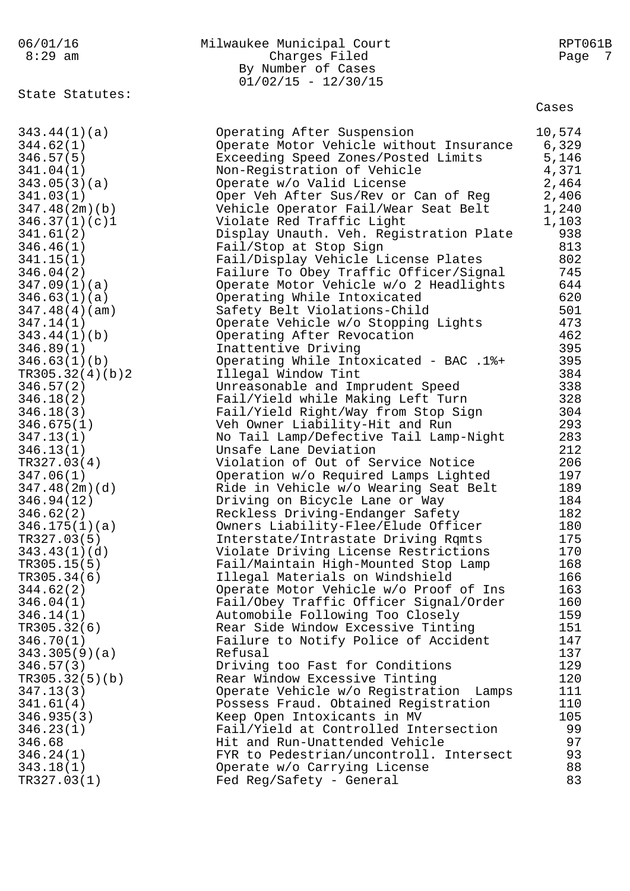Milwaukee Municipal Court
Charges Filed
By Number of Cases
01/02/15 - 12/30/15

State Statutes:

| | | Cases |
|---|---|---|
| 343.44(1)(a) | Operating After Suspension | 10,574 |
| 344.62(1) | Operate Motor Vehicle without Insurance | 6,329 |
| 346.57(5) | Exceeding Speed Zones/Posted Limits | 5,146 |
| 341.04(1) | Non-Registration of Vehicle | 4,371 |
| 343.05(3)(a) | Operate w/o Valid License | 2,464 |
| 341.03(1) | Oper Veh After Sus/Rev or Can of Reg | 2,406 |
| 347.48(2m)(b) | Vehicle Operator Fail/Wear Seat Belt | 1,240 |
| 346.37(1)(c)1 | Violate Red Traffic Light | 1,103 |
| 341.61(2) | Display Unauth. Veh. Registration Plate | 938 |
| 346.46(1) | Fail/Stop at Stop Sign | 813 |
| 341.15(1) | Fail/Display Vehicle License Plates | 802 |
| 346.04(2) | Failure To Obey Traffic Officer/Signal | 745 |
| 347.09(1)(a) | Operate Motor Vehicle w/o 2 Headlights | 644 |
| 346.63(1)(a) | Operating While Intoxicated | 620 |
| 347.48(4)(am) | Safety Belt Violations-Child | 501 |
| 347.14(1) | Operate Vehicle w/o Stopping Lights | 473 |
| 343.44(1)(b) | Operating After Revocation | 462 |
| 346.89(1) | Inattentive Driving | 395 |
| 346.63(1)(b) | Operating While Intoxicated - BAC .1%+ | 395 |
| TR305.32(4)(b)2 | Illegal Window Tint | 384 |
| 346.57(2) | Unreasonable and Imprudent Speed | 338 |
| 346.18(2) | Fail/Yield while Making Left Turn | 328 |
| 346.18(3) | Fail/Yield Right/Way from Stop Sign | 304 |
| 346.675(1) | Veh Owner Liability-Hit and Run | 293 |
| 347.13(1) | No Tail Lamp/Defective Tail Lamp-Night | 283 |
| 346.13(1) | Unsafe Lane Deviation | 212 |
| TR327.03(4) | Violation of Out of Service Notice | 206 |
| 347.06(1) | Operation w/o Required Lamps Lighted | 197 |
| 347.48(2m)(d) | Ride in Vehicle w/o Wearing Seat Belt | 189 |
| 346.94(12) | Driving on Bicycle Lane or Way | 184 |
| 346.62(2) | Reckless Driving-Endanger Safety | 182 |
| 346.175(1)(a) | Owners Liability-Flee/Elude Officer | 180 |
| TR327.03(5) | Interstate/Intrastate Driving Rqmts | 175 |
| 343.43(1)(d) | Violate Driving License Restrictions | 170 |
| TR305.15(5) | Fail/Maintain High-Mounted Stop Lamp | 168 |
| TR305.34(6) | Illegal Materials on Windshield | 166 |
| 344.62(2) | Operate Motor Vehicle w/o Proof of Ins | 163 |
| 346.04(1) | Fail/Obey Traffic Officer Signal/Order | 160 |
| 346.14(1) | Automobile Following Too Closely | 159 |
| TR305.32(6) | Rear Side Window Excessive Tinting | 151 |
| 346.70(1) | Failure to Notify Police of Accident | 147 |
| 343.305(9)(a) | Refusal | 137 |
| 346.57(3) | Driving too Fast for Conditions | 129 |
| TR305.32(5)(b) | Rear Window Excessive Tinting | 120 |
| 347.13(3) | Operate Vehicle w/o Registration Lamps | 111 |
| 341.61(4) | Possess Fraud. Obtained Registration | 110 |
| 346.935(3) | Keep Open Intoxicants in MV | 105 |
| 346.23(1) | Fail/Yield at Controlled Intersection | 99 |
| 346.68 | Hit and Run-Unattended Vehicle | 97 |
| 346.24(1) | FYR to Pedestrian/uncontroll. Intersect | 93 |
| 343.18(1) | Operate w/o Carrying License | 88 |
| TR327.03(1) | Fed Reg/Safety - General | 83 |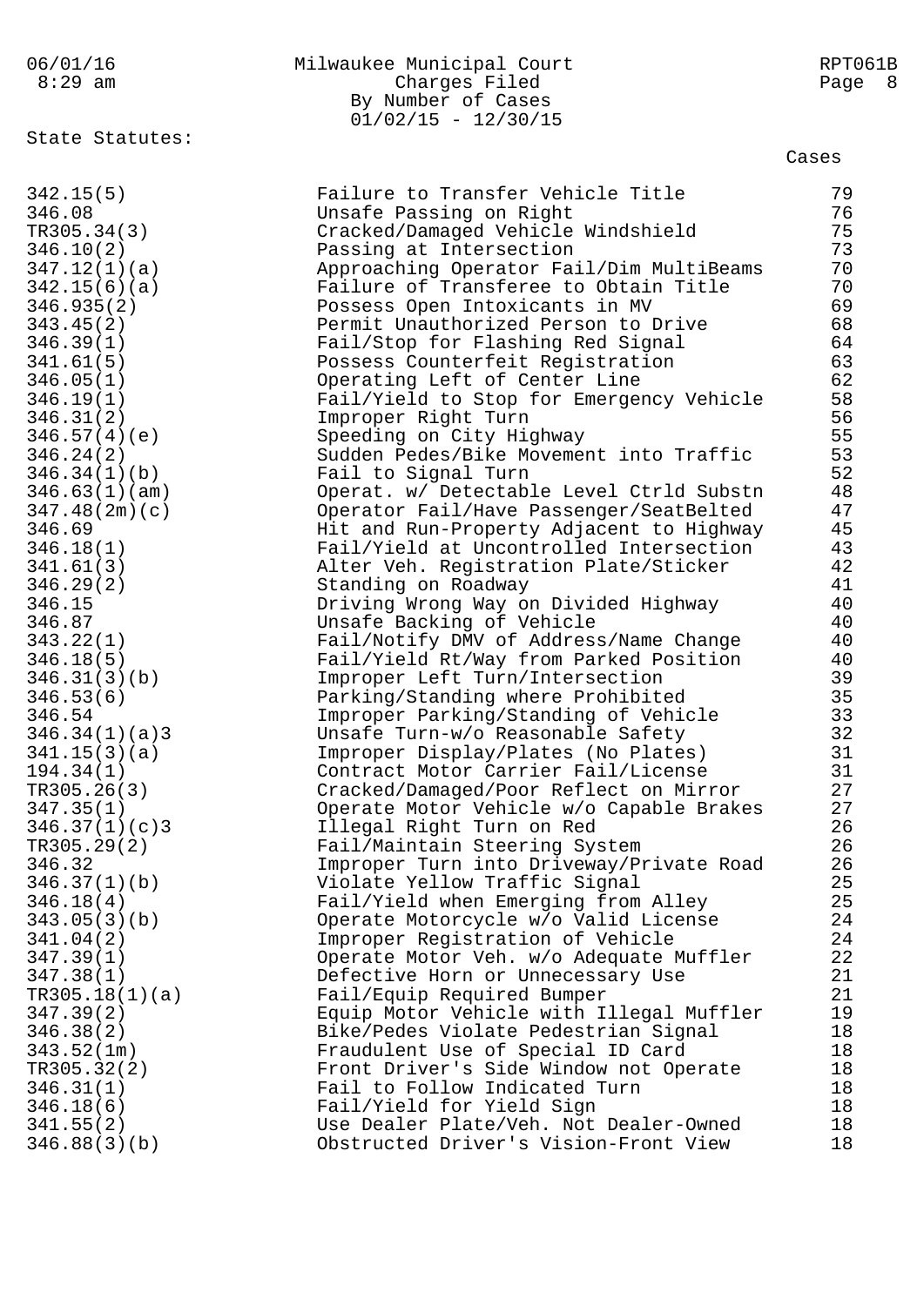State Statutes:

| Statute | Description | Cases |
|---|---|---|
| 342.15(5) | Failure to Transfer Vehicle Title | 79 |
| 346.08 | Unsafe Passing on Right | 76 |
| TR305.34(3) | Cracked/Damaged Vehicle Windshield | 75 |
| 346.10(2) | Passing at Intersection | 73 |
| 347.12(1)(a) | Approaching Operator Fail/Dim MultiBeams | 70 |
| 342.15(6)(a) | Failure of Transferee to Obtain Title | 70 |
| 346.935(2) | Possess Open Intoxicants in MV | 69 |
| 343.45(2) | Permit Unauthorized Person to Drive | 68 |
| 346.39(1) | Fail/Stop for Flashing Red Signal | 64 |
| 341.61(5) | Possess Counterfeit Registration | 63 |
| 346.05(1) | Operating Left of Center Line | 62 |
| 346.19(1) | Fail/Yield to Stop for Emergency Vehicle | 58 |
| 346.31(2) | Improper Right Turn | 56 |
| 346.57(4)(e) | Speeding on City Highway | 55 |
| 346.24(2) | Sudden Pedes/Bike Movement into Traffic | 53 |
| 346.34(1)(b) | Fail to Signal Turn | 52 |
| 346.63(1)(am) | Operat. w/ Detectable Level Ctrld Substn | 48 |
| 347.48(2m)(c) | Operator Fail/Have Passenger/SeatBelted | 47 |
| 346.69 | Hit and Run-Property Adjacent to Highway | 45 |
| 346.18(1) | Fail/Yield at Uncontrolled Intersection | 43 |
| 341.61(3) | Alter Veh. Registration Plate/Sticker | 42 |
| 346.29(2) | Standing on Roadway | 41 |
| 346.15 | Driving Wrong Way on Divided Highway | 40 |
| 346.87 | Unsafe Backing of Vehicle | 40 |
| 343.22(1) | Fail/Notify DMV of Address/Name Change | 40 |
| 346.18(5) | Fail/Yield Rt/Way from Parked Position | 40 |
| 346.31(3)(b) | Improper Left Turn/Intersection | 39 |
| 346.53(6) | Parking/Standing where Prohibited | 35 |
| 346.54 | Improper Parking/Standing of Vehicle | 33 |
| 346.34(1)(a)3 | Unsafe Turn-w/o Reasonable Safety | 32 |
| 341.15(3)(a) | Improper Display/Plates (No Plates) | 31 |
| 194.34(1) | Contract Motor Carrier Fail/License | 31 |
| TR305.26(3) | Cracked/Damaged/Poor Reflect on Mirror | 27 |
| 347.35(1) | Operate Motor Vehicle w/o Capable Brakes | 27 |
| 346.37(1)(c)3 | Illegal Right Turn on Red | 26 |
| TR305.29(2) | Fail/Maintain Steering System | 26 |
| 346.32 | Improper Turn into Driveway/Private Road | 26 |
| 346.37(1)(b) | Violate Yellow Traffic Signal | 25 |
| 346.18(4) | Fail/Yield when Emerging from Alley | 25 |
| 343.05(3)(b) | Operate Motorcycle w/o Valid License | 24 |
| 341.04(2) | Improper Registration of Vehicle | 24 |
| 347.39(1) | Operate Motor Veh. w/o Adequate Muffler | 22 |
| 347.38(1) | Defective Horn or Unnecessary Use | 21 |
| TR305.18(1)(a) | Fail/Equip Required Bumper | 21 |
| 347.39(2) | Equip Motor Vehicle with Illegal Muffler | 19 |
| 346.38(2) | Bike/Pedes Violate Pedestrian Signal | 18 |
| 343.52(1m) | Fraudulent Use of Special ID Card | 18 |
| TR305.32(2) | Front Driver's Side Window not Operate | 18 |
| 346.31(1) | Fail to Follow Indicated Turn | 18 |
| 346.18(6) | Fail/Yield for Yield Sign | 18 |
| 341.55(2) | Use Dealer Plate/Veh. Not Dealer-Owned | 18 |
| 346.88(3)(b) | Obstructed Driver's Vision-Front View | 18 |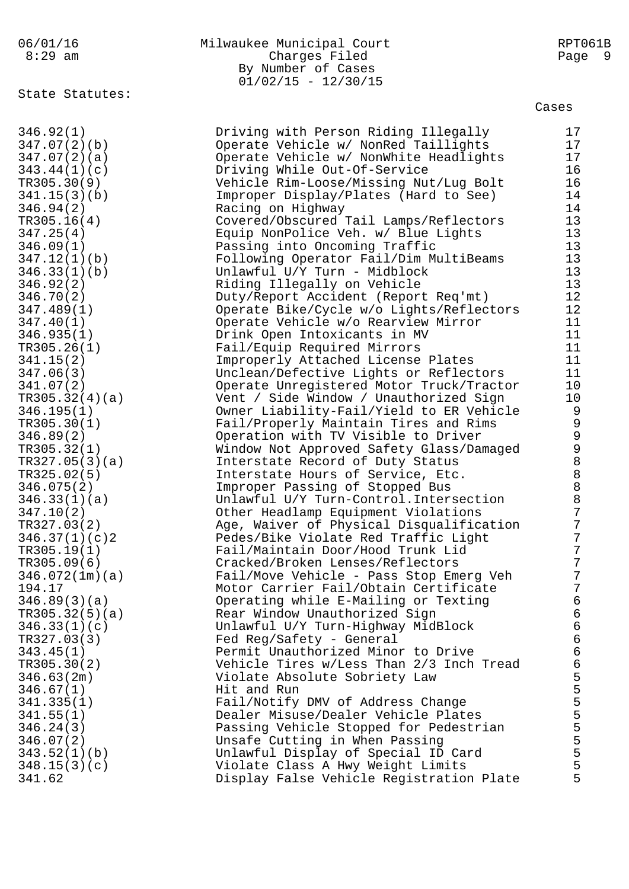Milwaukee Municipal Court
Charges Filed
By Number of Cases
01/02/15 - 12/30/15

State Statutes:

| Statute | Description | Cases |
|---|---|---|
| 346.92(1) | Driving with Person Riding Illegally | 17 |
| 347.07(2)(b) | Operate Vehicle w/ NonRed Taillights | 17 |
| 347.07(2)(a) | Operate Vehicle w/ NonWhite Headlights | 17 |
| 343.44(1)(c) | Driving While Out-Of-Service | 16 |
| TR305.30(9) | Vehicle Rim-Loose/Missing Nut/Lug Bolt | 16 |
| 341.15(3)(b) | Improper Display/Plates (Hard to See) | 14 |
| 346.94(2) | Racing on Highway | 14 |
| TR305.16(4) | Covered/Obscured Tail Lamps/Reflectors | 13 |
| 347.25(4) | Equip NonPolice Veh. w/ Blue Lights | 13 |
| 346.09(1) | Passing into Oncoming Traffic | 13 |
| 347.12(1)(b) | Following Operator Fail/Dim MultiBeams | 13 |
| 346.33(1)(b) | Unlawful U/Y Turn - Midblock | 13 |
| 346.92(2) | Riding Illegally on Vehicle | 13 |
| 346.70(2) | Duty/Report Accident (Report Req'mt) | 12 |
| 347.489(1) | Operate Bike/Cycle w/o Lights/Reflectors | 12 |
| 347.40(1) | Operate Vehicle w/o Rearview Mirror | 11 |
| 346.935(1) | Drink Open Intoxicants in MV | 11 |
| TR305.26(1) | Fail/Equip Required Mirrors | 11 |
| 341.15(2) | Improperly Attached License Plates | 11 |
| 347.06(3) | Unclean/Defective Lights or Reflectors | 11 |
| 341.07(2) | Operate Unregistered Motor Truck/Tractor | 10 |
| TR305.32(4)(a) | Vent / Side Window / Unauthorized Sign | 10 |
| 346.195(1) | Owner Liability-Fail/Yield to ER Vehicle | 9 |
| TR305.30(1) | Fail/Properly Maintain Tires and Rims | 9 |
| 346.89(2) | Operation with TV Visible to Driver | 9 |
| TR305.32(1) | Window Not Approved Safety Glass/Damaged | 9 |
| TR327.05(3)(a) | Interstate Record of Duty Status | 8 |
| TR325.02(5) | Interstate Hours of Service, Etc. | 8 |
| 346.075(2) | Improper Passing of Stopped Bus | 8 |
| 346.33(1)(a) | Unlawful U/Y Turn-Control.Intersection | 8 |
| 347.10(2) | Other Headlamp Equipment Violations | 7 |
| TR327.03(2) | Age, Waiver of Physical Disqualification | 7 |
| 346.37(1)(c)2 | Pedes/Bike Violate Red Traffic Light | 7 |
| TR305.19(1) | Fail/Maintain Door/Hood Trunk Lid | 7 |
| TR305.09(6) | Cracked/Broken Lenses/Reflectors | 7 |
| 346.072(1m)(a) | Fail/Move Vehicle - Pass Stop Emerg Veh | 7 |
| 194.17 | Motor Carrier Fail/Obtain Certificate | 7 |
| 346.89(3)(a) | Operating while E-Mailing or Texting | 6 |
| TR305.32(5)(a) | Rear Window Unauthorized Sign | 6 |
| 346.33(1)(c) | Unlawful U/Y Turn-Highway MidBlock | 6 |
| TR327.03(3) | Fed Reg/Safety - General | 6 |
| 343.45(1) | Permit Unauthorized Minor to Drive | 6 |
| TR305.30(2) | Vehicle Tires w/Less Than 2/3 Inch Tread | 6 |
| 346.63(2m) | Violate Absolute Sobriety Law | 5 |
| 346.67(1) | Hit and Run | 5 |
| 341.335(1) | Fail/Notify DMV of Address Change | 5 |
| 341.55(1) | Dealer Misuse/Dealer Vehicle Plates | 5 |
| 346.24(3) | Passing Vehicle Stopped for Pedestrian | 5 |
| 346.07(2) | Unsafe Cutting in When Passing | 5 |
| 343.52(1)(b) | Unlawful Display of Special ID Card | 5 |
| 348.15(3)(c) | Violate Class A Hwy Weight Limits | 5 |
| 341.62 | Display False Vehicle Registration Plate | 5 |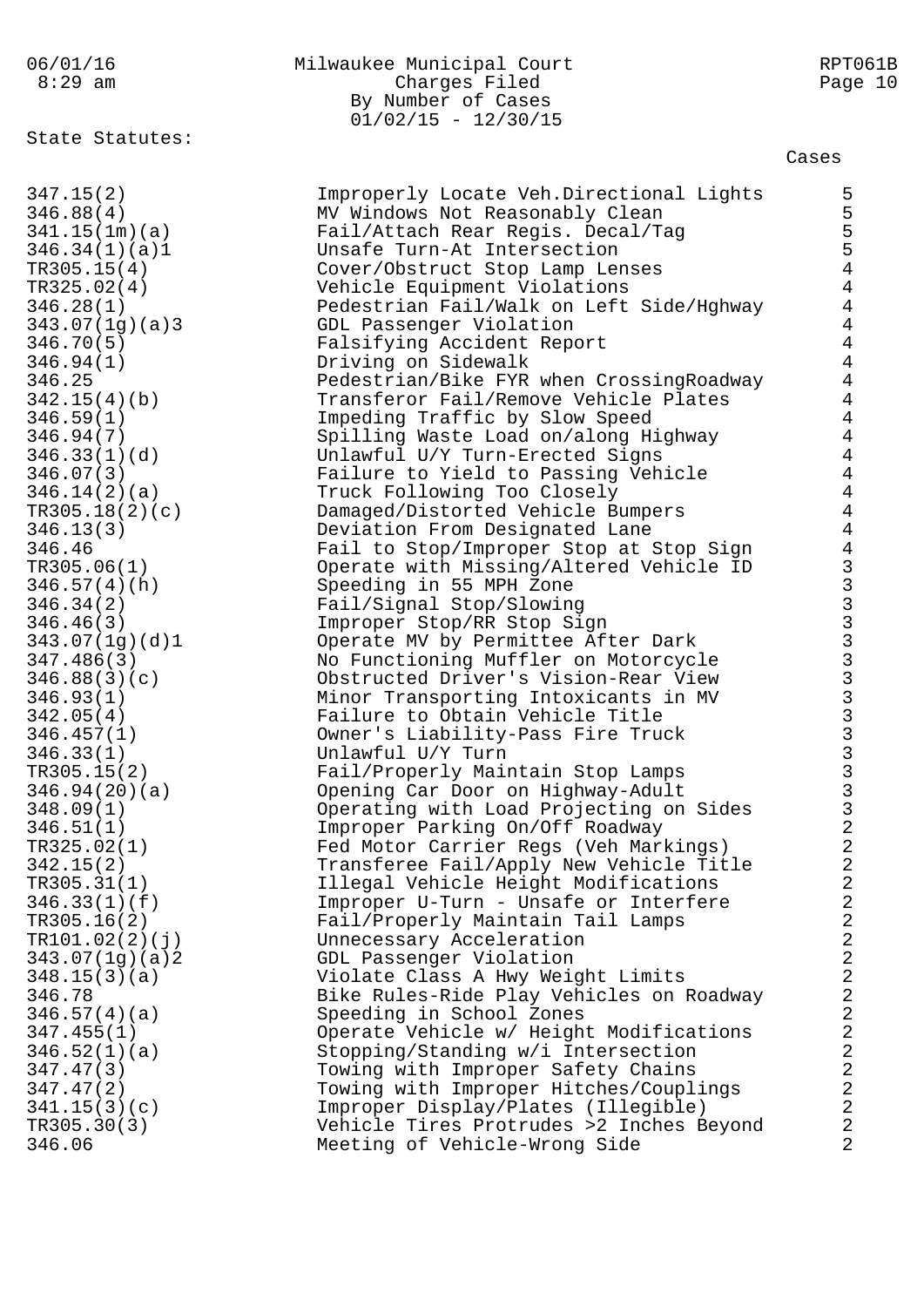State Statutes:

| Statute | Description | Cases |
|---|---|---|
| 347.15(2) | Improperly Locate Veh.Directional Lights | 5 |
| 346.88(4) | MV Windows Not Reasonably Clean | 5 |
| 341.15(1m)(a) | Fail/Attach Rear Regis. Decal/Tag | 5 |
| 346.34(1)(a)1 | Unsafe Turn-At Intersection | 5 |
| TR305.15(4) | Cover/Obstruct Stop Lamp Lenses | 4 |
| TR325.02(4) | Vehicle Equipment Violations | 4 |
| 346.28(1) | Pedestrian Fail/Walk on Left Side/Hghway | 4 |
| 343.07(1g)(a)3 | GDL Passenger Violation | 4 |
| 346.70(5) | Falsifying Accident Report | 4 |
| 346.94(1) | Driving on Sidewalk | 4 |
| 346.25 | Pedestrian/Bike FYR when CrossingRoadway | 4 |
| 342.15(4)(b) | Transferor Fail/Remove Vehicle Plates | 4 |
| 346.59(1) | Impeding Traffic by Slow Speed | 4 |
| 346.94(7) | Spilling Waste Load on/along Highway | 4 |
| 346.33(1)(d) | Unlawful U/Y Turn-Erected Signs | 4 |
| 346.07(3) | Failure to Yield to Passing Vehicle | 4 |
| 346.14(2)(a) | Truck Following Too Closely | 4 |
| TR305.18(2)(c) | Damaged/Distorted Vehicle Bumpers | 4 |
| 346.13(3) | Deviation From Designated Lane | 4 |
| 346.46 | Fail to Stop/Improper Stop at Stop Sign | 4 |
| TR305.06(1) | Operate with Missing/Altered Vehicle ID | 3 |
| 346.57(4)(h) | Speeding in 55 MPH Zone | 3 |
| 346.34(2) | Fail/Signal Stop/Slowing | 3 |
| 346.46(3) | Improper Stop/RR Stop Sign | 3 |
| 343.07(1g)(d)1 | Operate MV by Permittee After Dark | 3 |
| 347.486(3) | No Functioning Muffler on Motorcycle | 3 |
| 346.88(3)(c) | Obstructed Driver's Vision-Rear View | 3 |
| 346.93(1) | Minor Transporting Intoxicants in MV | 3 |
| 342.05(4) | Failure to Obtain Vehicle Title | 3 |
| 346.457(1) | Owner's Liability-Pass Fire Truck | 3 |
| 346.33(1) | Unlawful U/Y Turn | 3 |
| TR305.15(2) | Fail/Properly Maintain Stop Lamps | 3 |
| 346.94(20)(a) | Opening Car Door on Highway-Adult | 3 |
| 348.09(1) | Operating with Load Projecting on Sides | 3 |
| 346.51(1) | Improper Parking On/Off Roadway | 2 |
| TR325.02(1) | Fed Motor Carrier Regs (Veh Markings) | 2 |
| 342.15(2) | Transferee Fail/Apply New Vehicle Title | 2 |
| TR305.31(1) | Illegal Vehicle Height Modifications | 2 |
| 346.33(1)(f) | Improper U-Turn - Unsafe or Interfere | 2 |
| TR305.16(2) | Fail/Properly Maintain Tail Lamps | 2 |
| TR101.02(2)(j) | Unnecessary Acceleration | 2 |
| 343.07(1g)(a)2 | GDL Passenger Violation | 2 |
| 348.15(3)(a) | Violate Class A Hwy Weight Limits | 2 |
| 346.78 | Bike Rules-Ride Play Vehicles on Roadway | 2 |
| 346.57(4)(a) | Speeding in School Zones | 2 |
| 347.455(1) | Operate Vehicle w/ Height Modifications | 2 |
| 346.52(1)(a) | Stopping/Standing w/i Intersection | 2 |
| 347.47(3) | Towing with Improper Safety Chains | 2 |
| 347.47(2) | Towing with Improper Hitches/Couplings | 2 |
| 341.15(3)(c) | Improper Display/Plates (Illegible) | 2 |
| TR305.30(3) | Vehicle Tires Protrudes >2 Inches Beyond | 2 |
| 346.06 | Meeting of Vehicle-Wrong Side | 2 |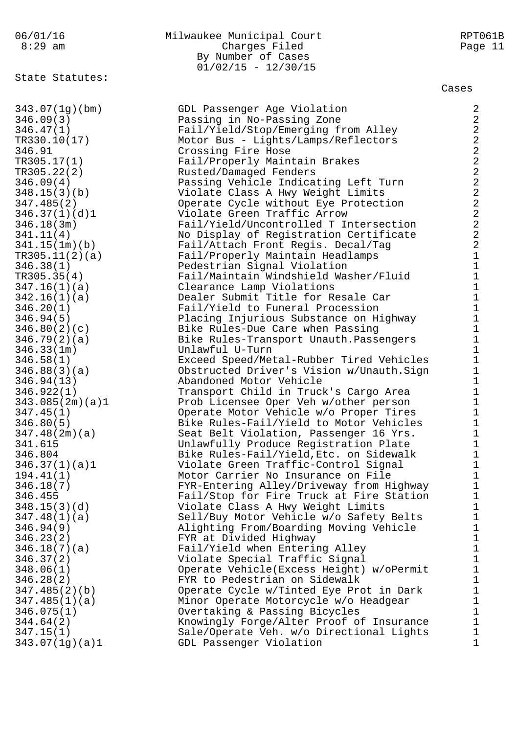Milwaukee Municipal Court
Charges Filed
By Number of Cases
01/02/15 - 12/30/15

06/01/16 8:29 am — RPT061B

State Statutes:

| Statute | Description | Cases |
|---|---|---|
| 343.07(1g)(bm) | GDL Passenger Age Violation | 2 |
| 346.09(3) | Passing in No-Passing Zone | 2 |
| 346.47(1) | Fail/Yield/Stop/Emerging from Alley | 2 |
| TR330.10(17) | Motor Bus - Lights/Lamps/Reflectors | 2 |
| 346.91 | Crossing Fire Hose | 2 |
| TR305.17(1) | Fail/Properly Maintain Brakes | 2 |
| TR305.22(2) | Rusted/Damaged Fenders | 2 |
| 346.09(4) | Passing Vehicle Indicating Left Turn | 2 |
| 348.15(3)(b) | Violate Class A Hwy Weight Limits | 2 |
| 347.485(2) | Operate Cycle without Eye Protection | 2 |
| 346.37(1)(d)1 | Violate Green Traffic Arrow | 2 |
| 346.18(3m) | Fail/Yield/Uncontrolled T Intersection | 2 |
| 341.11(4) | No Display of Registration Certificate | 2 |
| 341.15(1m)(b) | Fail/Attach Front Regis. Decal/Tag | 2 |
| TR305.11(2)(a) | Fail/Properly Maintain Headlamps | 1 |
| 346.38(1) | Pedestrian Signal Violation | 1 |
| TR305.35(4) | Fail/Maintain Windshield Washer/Fluid | 1 |
| 347.16(1)(a) | Clearance Lamp Violations | 1 |
| 342.16(1)(a) | Dealer Submit Title for Resale Car | 1 |
| 346.20(1) | Fail/Yield to Funeral Procession | 1 |
| 346.94(5) | Placing Injurious Substance on Highway | 1 |
| 346.80(2)(c) | Bike Rules-Due Care when Passing | 1 |
| 346.79(2)(a) | Bike Rules-Transport Unauth.Passengers | 1 |
| 346.33(1m) | Unlawful U-Turn | 1 |
| 346.58(1) | Exceed Speed/Metal-Rubber Tired Vehicles | 1 |
| 346.88(3)(a) | Obstructed Driver's Vision w/Unauth.Sign | 1 |
| 346.94(13) | Abandoned Motor Vehicle | 1 |
| 346.922(1) | Transport Child in Truck's Cargo Area | 1 |
| 343.085(2m)(a)1 | Prob Licensee Oper Veh w/other person | 1 |
| 347.45(1) | Operate Motor Vehicle w/o Proper Tires | 1 |
| 346.80(5) | Bike Rules-Fail/Yield to Motor Vehicles | 1 |
| 347.48(2m)(a) | Seat Belt Violation, Passenger 16 Yrs. | 1 |
| 341.615 | Unlawfully Produce Registration Plate | 1 |
| 346.804 | Bike Rules-Fail/Yield,Etc. on Sidewalk | 1 |
| 346.37(1)(a)1 | Violate Green Traffic-Control Signal | 1 |
| 194.41(1) | Motor Carrier No Insurance on File | 1 |
| 346.18(7) | FYR-Entering Alley/Driveway from Highway | 1 |
| 346.455 | Fail/Stop for Fire Truck at Fire Station | 1 |
| 348.15(3)(d) | Violate Class A Hwy Weight Limits | 1 |
| 347.48(1)(a) | Sell/Buy Motor Vehicle w/o Safety Belts | 1 |
| 346.94(9) | Alighting From/Boarding Moving Vehicle | 1 |
| 346.23(2) | FYR at Divided Highway | 1 |
| 346.18(7)(a) | Fail/Yield when Entering Alley | 1 |
| 346.37(2) | Violate Special Traffic Signal | 1 |
| 348.06(1) | Operate Vehicle(Excess Height) w/oPermit | 1 |
| 346.28(2) | FYR to Pedestrian on Sidewalk | 1 |
| 347.485(2)(b) | Operate Cycle w/Tinted Eye Prot in Dark | 1 |
| 347.485(1)(a) | Minor Operate Motorcycle w/o Headgear | 1 |
| 346.075(1) | Overtaking & Passing Bicycles | 1 |
| 344.64(2) | Knowingly Forge/Alter Proof of Insurance | 1 |
| 347.15(1) | Sale/Operate Veh. w/o Directional Lights | 1 |
| 343.07(1g)(a)1 | GDL Passenger Violation | 1 |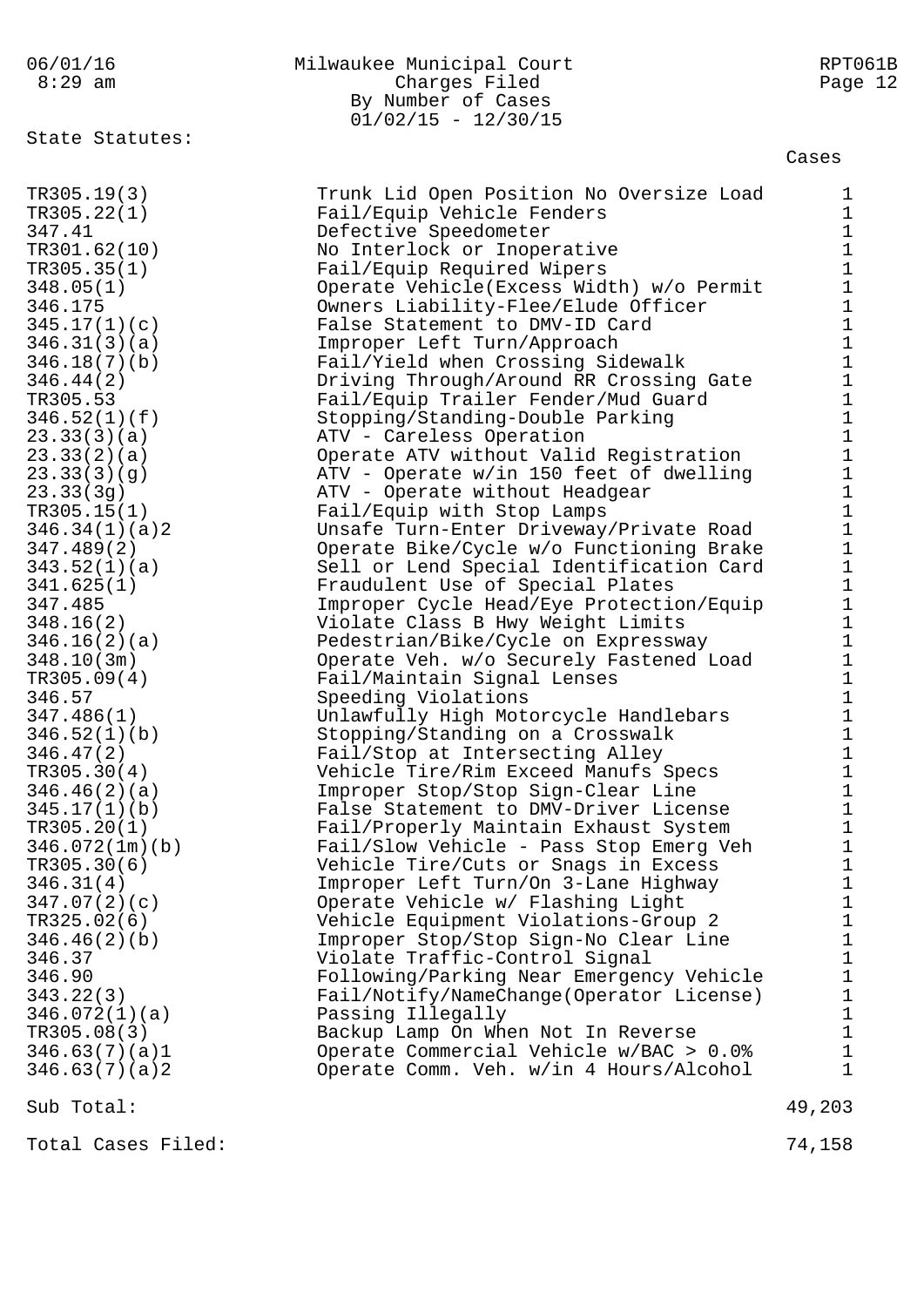Milwaukee Municipal Court
Charges Filed
By Number of Cases
01/02/15 - 12/30/15

State Statutes:

| | | Cases |
|---|---|---|
| TR305.19(3) | Trunk Lid Open Position No Oversize Load | 1 |
| TR305.22(1) | Fail/Equip Vehicle Fenders | 1 |
| 347.41 | Defective Speedometer | 1 |
| TR301.62(10) | No Interlock or Inoperative | 1 |
| TR305.35(1) | Fail/Equip Required Wipers | 1 |
| 348.05(1) | Operate Vehicle(Excess Width) w/o Permit | 1 |
| 346.175 | Owners Liability-Flee/Elude Officer | 1 |
| 345.17(1)(c) | False Statement to DMV-ID Card | 1 |
| 346.31(3)(a) | Improper Left Turn/Approach | 1 |
| 346.18(7)(b) | Fail/Yield when Crossing Sidewalk | 1 |
| 346.44(2) | Driving Through/Around RR Crossing Gate | 1 |
| TR305.53 | Fail/Equip Trailer Fender/Mud Guard | 1 |
| 346.52(1)(f) | Stopping/Standing-Double Parking | 1 |
| 23.33(3)(a) | ATV - Careless Operation | 1 |
| 23.33(2)(a) | Operate ATV without Valid Registration | 1 |
| 23.33(3)(g) | ATV - Operate w/in 150 feet of dwelling | 1 |
| 23.33(3g) | ATV - Operate without Headgear | 1 |
| TR305.15(1) | Fail/Equip with Stop Lamps | 1 |
| 346.34(1)(a)2 | Unsafe Turn-Enter Driveway/Private Road | 1 |
| 347.489(2) | Operate Bike/Cycle w/o Functioning Brake | 1 |
| 343.52(1)(a) | Sell or Lend Special Identification Card | 1 |
| 341.625(1) | Fraudulent Use of Special Plates | 1 |
| 347.485 | Improper Cycle Head/Eye Protection/Equip | 1 |
| 348.16(2) | Violate Class B Hwy Weight Limits | 1 |
| 346.16(2)(a) | Pedestrian/Bike/Cycle on Expressway | 1 |
| 348.10(3m) | Operate Veh. w/o Securely Fastened Load | 1 |
| TR305.09(4) | Fail/Maintain Signal Lenses | 1 |
| 346.57 | Speeding Violations | 1 |
| 347.486(1) | Unlawfully High Motorcycle Handlebars | 1 |
| 346.52(1)(b) | Stopping/Standing on a Crosswalk | 1 |
| 346.47(2) | Fail/Stop at Intersecting Alley | 1 |
| TR305.30(4) | Vehicle Tire/Rim Exceed Manufs Specs | 1 |
| 346.46(2)(a) | Improper Stop/Stop Sign-Clear Line | 1 |
| 345.17(1)(b) | False Statement to DMV-Driver License | 1 |
| TR305.20(1) | Fail/Properly Maintain Exhaust System | 1 |
| 346.072(1m)(b) | Fail/Slow Vehicle - Pass Stop Emerg Veh | 1 |
| TR305.30(6) | Vehicle Tire/Cuts or Snags in Excess | 1 |
| 346.31(4) | Improper Left Turn/On 3-Lane Highway | 1 |
| 347.07(2)(c) | Operate Vehicle w/ Flashing Light | 1 |
| TR325.02(6) | Vehicle Equipment Violations-Group 2 | 1 |
| 346.46(2)(b) | Improper Stop/Stop Sign-No Clear Line | 1 |
| 346.37 | Violate Traffic-Control Signal | 1 |
| 346.90 | Following/Parking Near Emergency Vehicle | 1 |
| 343.22(3) | Fail/Notify/NameChange(Operator License) | 1 |
| 346.072(1)(a) | Passing Illegally | 1 |
| TR305.08(3) | Backup Lamp On When Not In Reverse | 1 |
| 346.63(7)(a)1 | Operate Commercial Vehicle w/BAC > 0.0% | 1 |
| 346.63(7)(a)2 | Operate Comm. Veh. w/in 4 Hours/Alcohol | 1 |
| Sub Total: | | 49,203 |
| Total Cases Filed: | | 74,158 |